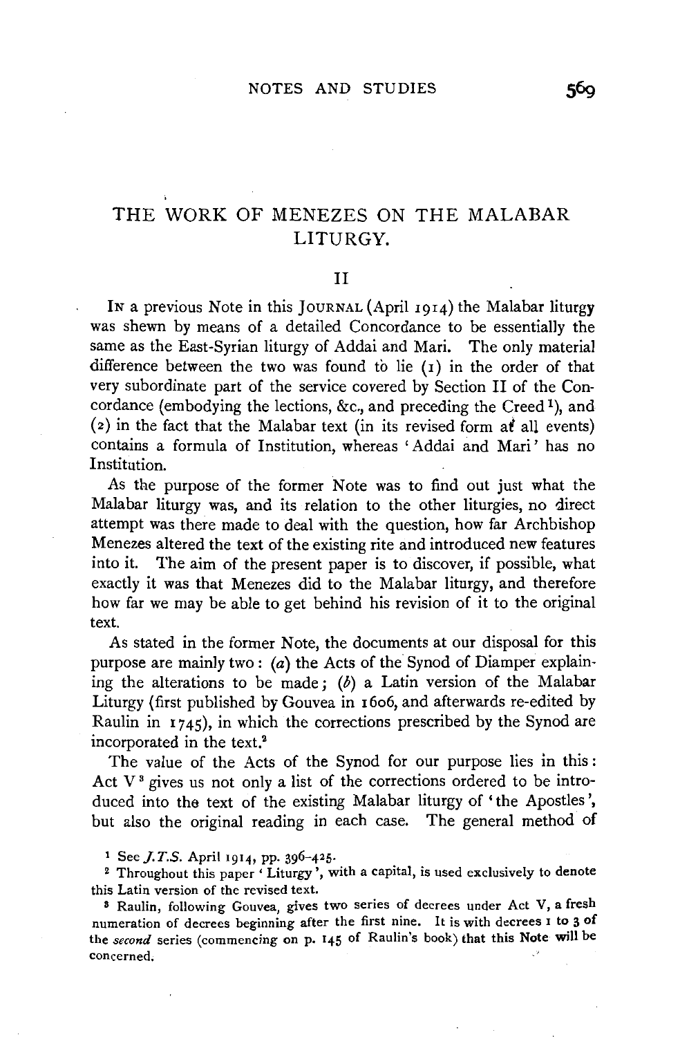# THE WORK OF MENEZES ON THE MALABAR LITURGY.

## II

IN a previous Note in this JOURNAL (April 1914) the Malabar liturgy was shewn by means of a detailed Concordance to be essentially the same as the East-Syrian liturgy of Addai and Mari. The only material difference between the two was found to lie (1) in the order of that very subordinate part of the service covered by Section II of the Concordance (embodying the lections, &c., and preceding the Creed[1]), and (2) in the fact that the Malabar text (in its revised form at all events) contains a formula of Institution, whereas 'Addai and Mari' has no Institution.

As the purpose of the former Note was to find out just what the Malabar liturgy was, and its relation to the other liturgies, no direct attempt was there made to deal with the question, how far Archbishop Menezes altered the text of the existing rite and introduced new features into it. The aim of the present paper is to discover, if possible, what exactly it was that Menezes did to the Malabar liturgy, and therefore how far we may be able to get behind his revision of it to the original text.

As stated in the former Note, the documents at our disposal for this purpose are mainly two: (*a*) the Acts of the Synod of Diamper explaining the alterations to be made; (*b*) a Latin version of the Malabar Liturgy (first published by Gouvea in 1606, and afterwards re-edited by Raulin in 1745), in which the corrections prescribed by the Synod are incorporated in the text.[2]

The value of the Acts of the Synod for our purpose lies in this: Act V[3] gives us not only a list of the corrections ordered to be introduced into the text of the existing Malabar liturgy of 'the Apostles', but also the original reading in each case. The general method of

[1] See *J.T.S.* April 1914, pp. 396–425.

[2] Throughout this paper 'Liturgy', with a capital, is used exclusively to denote this Latin version of the revised text.

[3] Raulin, following Gouvea, gives two series of decrees under Act V, a fresh numeration of decrees beginning after the first nine. It is with decrees 1 to 3 of the *second* series (commencing on p. 145 of Raulin's book) that this Note will be concerned.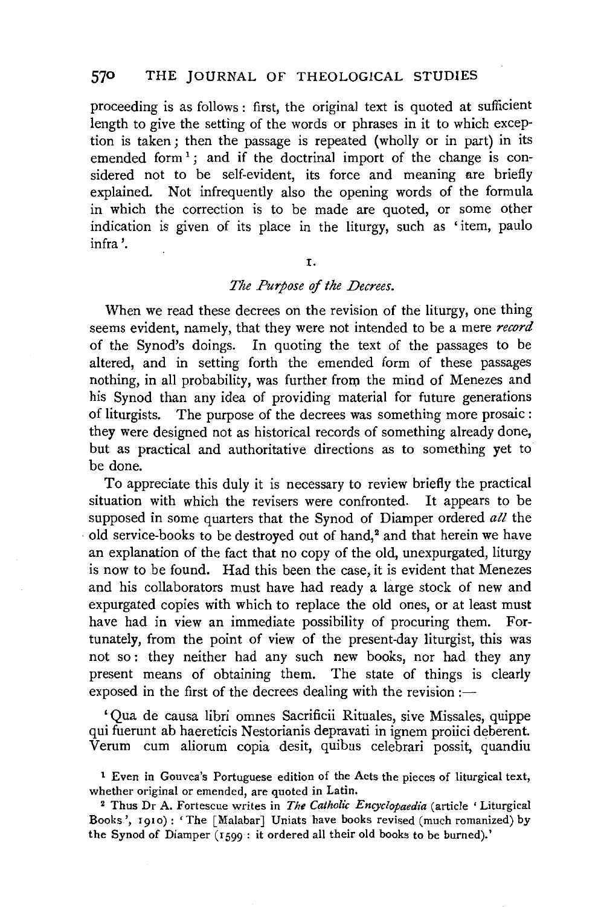proceeding is as follows: first, the original text is quoted at sufficient length to give the setting of the words or phrases in it to which exception is taken; then the passage is repeated (wholly or in part) in its emended form[1]; and if the doctrinal import of the change is considered not to be self-evident, its force and meaning are briefly explained. Not infrequently also the opening words of the formula in which the correction is to be made are quoted, or some other indication is given of its place in the liturgy, such as 'item, paulo infra'.

## I.

### *The Purpose of the Decrees.*

When we read these decrees on the revision of the liturgy, one thing seems evident, namely, that they were not intended to be a mere *record* of the Synod's doings. In quoting the text of the passages to be altered, and in setting forth the emended form of these passages nothing, in all probability, was further from the mind of Menezes and his Synod than any idea of providing material for future generations of liturgists. The purpose of the decrees was something more prosaic: they were designed not as historical records of something already done, but as practical and authoritative directions as to something yet to be done.

To appreciate this duly it is necessary to review briefly the practical situation with which the revisers were confronted. It appears to be supposed in some quarters that the Synod of Diamper ordered *all* the old service-books to be destroyed out of hand,[2] and that herein we have an explanation of the fact that no copy of the old, unexpurgated, liturgy is now to be found. Had this been the case, it is evident that Menezes and his collaborators must have had ready a large stock of new and expurgated copies with which to replace the old ones, or at least must have had in view an immediate possibility of procuring them. Fortunately, from the point of view of the present-day liturgist, this was not so: they neither had any such new books, nor had they any present means of obtaining them. The state of things is clearly exposed in the first of the decrees dealing with the revision:—

'Qua de causa libri omnes Sacrificii Rituales, sive Missales, quippe qui fuerunt ab haereticis Nestorianis depravati in ignem proiici deberent. Verum cum aliorum copia desit, quibus celebrari possit, quandiu

[1] Even in Gouvea's Portuguese edition of the Acts the pieces of liturgical text, whether original or emended, are quoted in Latin.

[2] Thus Dr A. Fortescue writes in *The Catholic Encyclopaedia* (article 'Liturgical Books', 1910): 'The [Malabar] Uniats have books revised (much romanized) by the Synod of Diamper (1599: it ordered all their old books to be burned).'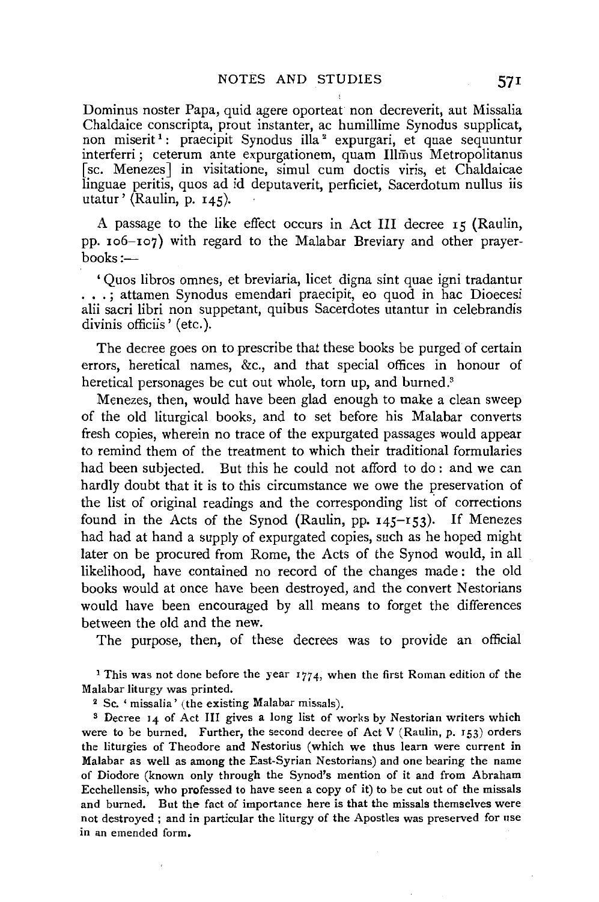Dominus noster Papa, quid agere oporteat non decreverit, aut Missalia Chaldaice conscripta, prout instanter, ac humillime Synodus supplicat, non miserit[1]: praecipit Synodus illa[2] expurgari, et quae sequuntur interferri; ceterum ante expurgationem, quam Illmus Metropolitanus [sc. Menezes] in visitatione, simul cum doctis viris, et Chaldaicae linguae peritis, quos ad id deputaverit, perficiet, Sacerdotum nullus iis utatur' (Raulin, p. 145).

A passage to the like effect occurs in Act III decree 15 (Raulin, pp. 106–107) with regard to the Malabar Breviary and other prayer-books:—

'Quos libros omnes, et breviaria, licet digna sint quae igni tradantur . . .; attamen Synodus emendari praecipit, eo quod in hac Dioecesi alii sacri libri non suppetant, quibus Sacerdotes utantur in celebrandis divinis officiis' (etc.).

The decree goes on to prescribe that these books be purged of certain errors, heretical names, &c., and that special offices in honour of heretical personages be cut out whole, torn up, and burned.[3]

Menezes, then, would have been glad enough to make a clean sweep of the old liturgical books, and to set before his Malabar converts fresh copies, wherein no trace of the expurgated passages would appear to remind them of the treatment to which their traditional formularies had been subjected. But this he could not afford to do: and we can hardly doubt that it is to this circumstance we owe the preservation of the list of original readings and the corresponding list of corrections found in the Acts of the Synod (Raulin, pp. 145–153). If Menezes had had at hand a supply of expurgated copies, such as he hoped might later on be procured from Rome, the Acts of the Synod would, in all likelihood, have contained no record of the changes made: the old books would at once have been destroyed, and the convert Nestorians would have been encouraged by all means to forget the differences between the old and the new.

The purpose, then, of these decrees was to provide an official

[1] This was not done before the year 1774, when the first Roman edition of the Malabar liturgy was printed.

[2] Sc. 'missalia' (the existing Malabar missals).

[3] Decree 14 of Act III gives a long list of works by Nestorian writers which were to be burned. Further, the second decree of Act V (Raulin, p. 153) orders the liturgies of Theodore and Nestorius (which we thus learn were current in Malabar as well as among the East-Syrian Nestorians) and one bearing the name of Diodore (known only through the Synod's mention of it and from Abraham Ecchellensis, who professed to have seen a copy of it) to be cut out of the missals and burned. But the fact of importance here is that the missals themselves were not destroyed; and in particular the liturgy of the Apostles was preserved for use in an emended form.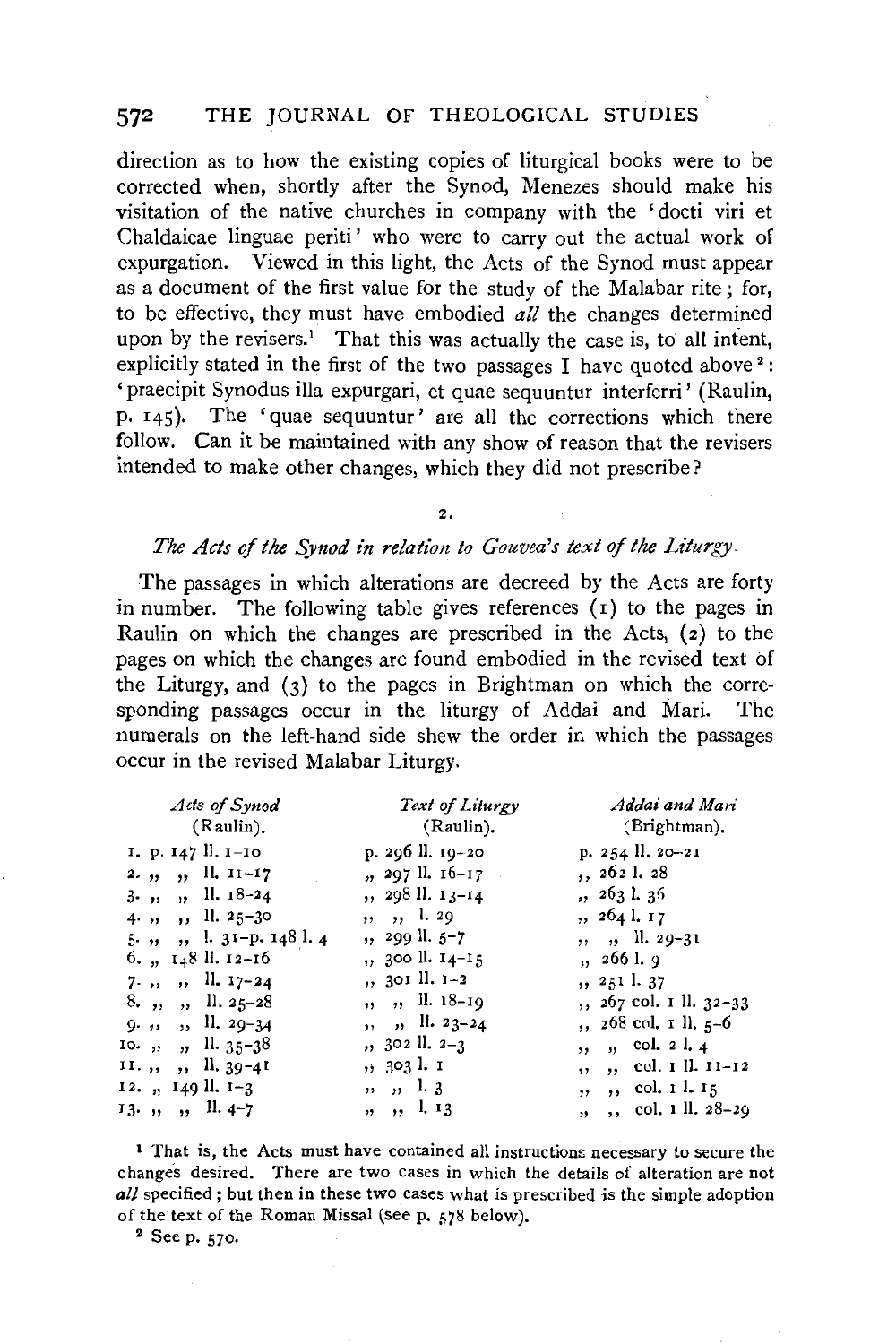direction as to how the existing copies of liturgical books were to be corrected when, shortly after the Synod, Menezes should make his visitation of the native churches in company with the 'docti viri et Chaldaicae linguae periti' who were to carry out the actual work of expurgation. Viewed in this light, the Acts of the Synod must appear as a document of the first value for the study of the Malabar rite; for, to be effective, they must have embodied *all* the changes determined upon by the revisers.[1] That this was actually the case is, to all intent, explicitly stated in the first of the two passages I have quoted above[2]: 'praecipit Synodus illa expurgari, et quae sequuntur interferri' (Raulin, p. 145). The 'quae sequuntur' are all the corrections which there follow. Can it be maintained with any show of reason that the revisers intended to make other changes, which they did not prescribe?

## 2.

### *The Acts of the Synod in relation to Gouvea's text of the Liturgy.*

The passages in which alterations are decreed by the Acts are forty in number. The following table gives references (1) to the pages in Raulin on which the changes are prescribed in the Acts, (2) to the pages on which the changes are found embodied in the revised text of the Liturgy, and (3) to the pages in Brightman on which the corresponding passages occur in the liturgy of Addai and Mari. The numerals on the left-hand side shew the order in which the passages occur in the revised Malabar Liturgy.

| *Acts of Synod* (Raulin). | *Text of Liturgy* (Raulin). | *Addai and Mari* (Brightman). |
|---|---|---|
| 1. p. 147 ll. 1–10 | p. 296 ll. 19–20 | p. 254 ll. 20–21 |
| 2. " " ll. 11–17 | " 297 ll. 16–17 | " 262 l. 28 |
| 3. " " ll. 18–24 | " 298 ll. 13–14 | " 263 l. 36 |
| 4. " " ll. 25–30 | " " l. 29 | " 264 l. 17 |
| 5. " " l. 31–p. 148 l. 4 | " 299 ll. 5–7 | " " ll. 29–31 |
| 6. " 148 ll. 12–16 | " 300 ll. 14–15 | " 266 l. 9 |
| 7. " " ll. 17–24 | " 301 ll. 1–2 | " 251 l. 37 |
| 8. " " ll. 25–28 | " " ll. 18–19 | " 267 col. 1 ll. 32–33 |
| 9. " " ll. 29–34 | " " ll. 23–24 | " 268 col. 1 ll. 5–6 |
| 10. " " ll. 35–38 | " 302 ll. 2–3 | " " col. 2 l. 4 |
| 11. " " ll. 39–41 | " 303 l. 1 | " " col. 1 ll. 11–12 |
| 12. " 149 ll. 1–3 | " " l. 3 | " " col. 1 l. 15 |
| 13. " " ll. 4–7 | " " l. 13 | " " col. 1 ll. 28–29 |

[1] That is, the Acts must have contained all instructions necessary to secure the changes desired. There are two cases in which the details of alteration are not *all* specified; but then in these two cases what is prescribed is the simple adoption of the text of the Roman Missal (see p. 578 below).

[2] See p. 570.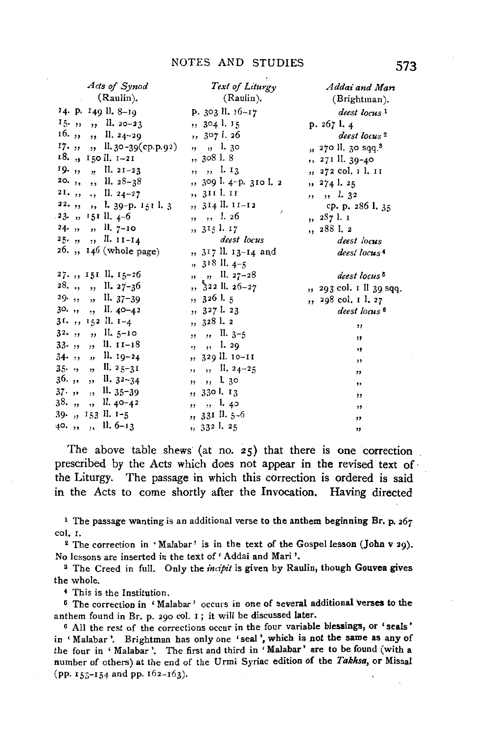| *Acts of Synod* (Raulin). | *Text of Liturgy* (Raulin). | *Addai and Mari* (Brightman). |
|---|---|---|
| 14. p. 149 ll. 8–19 | p. 303 ll. 16–17 | *deest locus* [1] |
| 15. ,, ,, ll. 20–23 | ,, 304 l. 15 | p. 267 l. 4 |
| 16. ,, ,, ll. 24–29 | ,, 307 l. 26 | *deest locus* [2] |
| 17. ,, ,, ll. 30–39 (cp. p. 92) | ,, ,, l. 30 | ,, 270 ll. 30 sqq.[3] |
| 18. ,, 150 ll. 1–21 | ,, 308 l. 8 | ,, 271 ll. 39–40 |
| 19. ,, ,, ll. 21–23 | ,, ,, l. 13 | ,, 272 col. 1 l. 11 |
| 20. ,, ,, ll. 28–38 | ,, 309 l. 4–p. 310 l. 2 | ,, 274 l. 25 |
| 21. ,, ,, ll. 24–27 | ,, 311 l. 11 | ,, ,, l. 32 |
| 22. ,, ,, l. 39–p. 151 l. 3 | ,, 314 ll. 11–12 | cp. p. 286 l. 35 |
| 23. ,, 151 ll. 4–6 | ,, ,, l. 26 | ,, 287 l. 1 |
| 24. ,, ,, ll. 7–10 | ,, 315 l. 17 | ,, 288 l. 2 |
| 25. ,, ,, ll. 11–14 | *deest locus* | *deest locus* |
| 26. ,, 146 (whole page) | ,, 317 ll. 13–14 and ,, 318 ll. 4–5 | *deest locus* [4] |
| 27. ,, 151 ll. 15–26 | ,, ,, ll. 27–28 | *deest locus* [5] |
| 28. ,, ,, ll. 27–36 | ,, 322 ll. 26–27 | ,, 293 col. 1 ll 39 sqq. |
| 29. ,, ,, ll. 37–39 | ,, 326 l. 5 | ,, 298 col. 1 l. 27 |
| 30. ,, ,, ll. 40–42 | ,, 327 l. 23 | *deest locus* [6] |
| 31. ,, 152 ll. 1–4 | ,, 328 l. 2 | ,, |
| 32. ,, ,, ll. 5–10 | ,, ,, ll. 3–5 | ,, |
| 33. ,, ,, ll. 11–18 | ,, ,, l. 29 | ,, |
| 34. ,, ,, ll. 19–24 | ,, 329 ll. 10–11 | ,, |
| 35. ,, ,, ll. 25–31 | ,, ,, ll. 24–25 | ,, |
| 36. ,, ,, ll. 32–34 | ,, ,, l. 30 | ,, |
| 37. ,, ,, ll. 35–39 | ,, 330 l. 13 | ,, |
| 38. ,, ,, ll. 40–42 | ,, ,, l. 40 | ,, |
| 39. ,, 153 ll. 1–5 | ,, 331 ll. 5–6 | ,, |
| 40. ,, ,, ll. 6–13 | ,, 332 l. 25 | ,, |

The above table shews (at no. 25) that there is one correction prescribed by the Acts which does not appear in the revised text of the Liturgy. The passage in which this correction is ordered is said in the Acts to come shortly after the Invocation. Having directed

[1] The passage wanting is an additional verse to the anthem beginning Br. p. 267 col. 1.

[2] The correction in 'Malabar' is in the text of the Gospel lesson (John v 29). No lessons are inserted in the text of 'Addai and Mari'.

[3] The Creed in full. Only the *incipit* is given by Raulin, though Gouvea gives the whole.

[4] This is the Institution.

[5] The correction in 'Malabar' occurs in one of several additional verses to the anthem found in Br. p. 290 col. 1; it will be discussed later.

[6] All the rest of the corrections occur in the four variable blessings, or 'seals' in 'Malabar'. Brightman has only one 'seal', which is not the same as any of the four in 'Malabar'. The first and third in 'Malabar' are to be found (with a number of others) at the end of the Urmi Syriac edition of the *Takhsa*, or Missal (pp. 153–154 and pp. 162–163).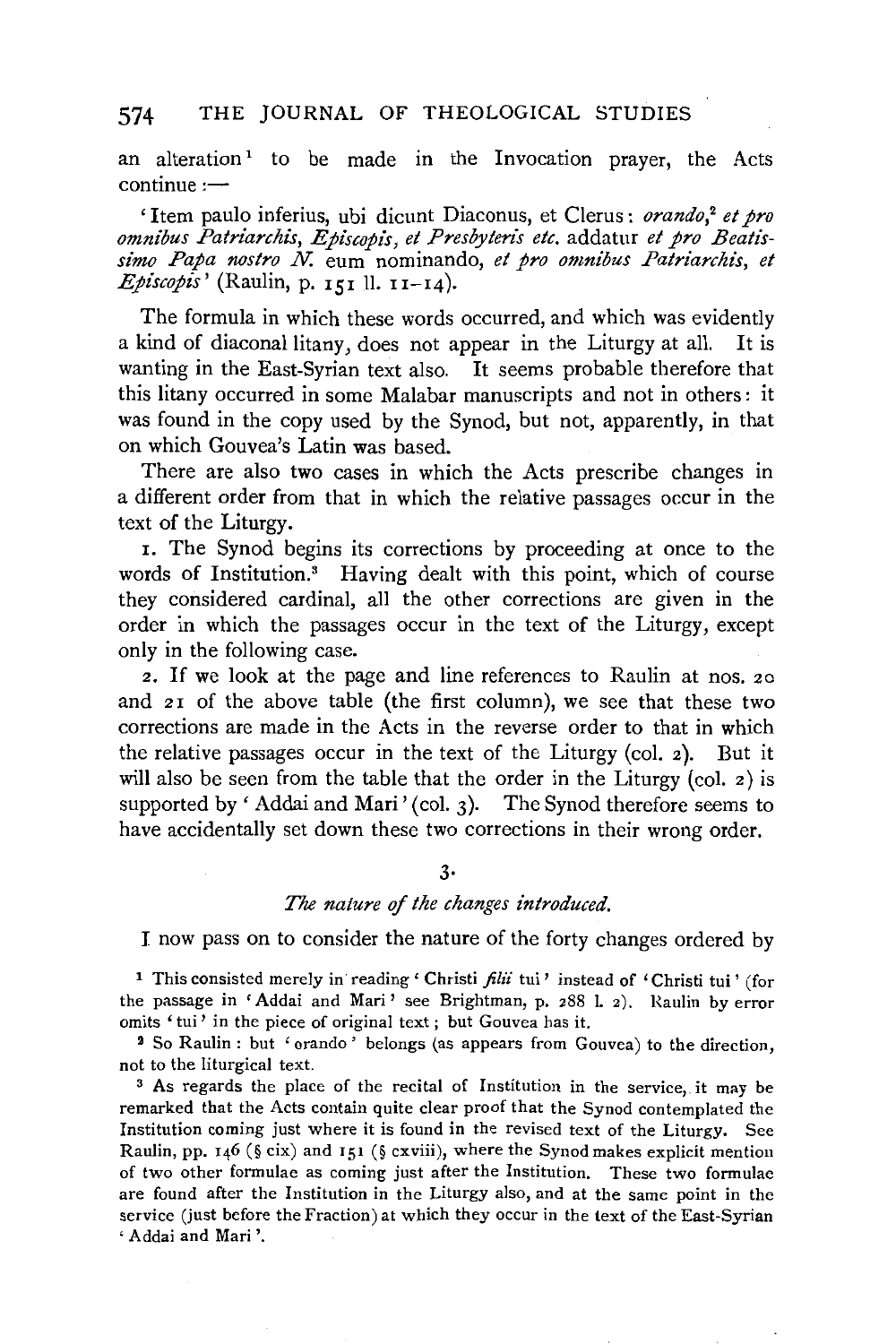an alteration[1] to be made in the Invocation prayer, the Acts continue :—

'Item paulo inferius, ubi dicunt Diaconus, et Clerus: *orando*,[2] *et pro omnibus Patriarchis, Episcopis, et Presbyteris etc.* addatur *et pro Beatissimo Papa nostro N.* eum nominando, *et pro omnibus Patriarchis, et Episcopis*' (Raulin, p. 151 ll. 11–14).

The formula in which these words occurred, and which was evidently a kind of diaconal litany, does not appear in the Liturgy at all. It is wanting in the East-Syrian text also. It seems probable therefore that this litany occurred in some Malabar manuscripts and not in others: it was found in the copy used by the Synod, but not, apparently, in that on which Gouvea's Latin was based.

There are also two cases in which the Acts prescribe changes in a different order from that in which the relative passages occur in the text of the Liturgy.

1. The Synod begins its corrections by proceeding at once to the words of Institution.[3] Having dealt with this point, which of course they considered cardinal, all the other corrections are given in the order in which the passages occur in the text of the Liturgy, except only in the following case.

2. If we look at the page and line references to Raulin at nos. 20 and 21 of the above table (the first column), we see that these two corrections are made in the Acts in the reverse order to that in which the relative passages occur in the text of the Liturgy (col. 2). But it will also be seen from the table that the order in the Liturgy (col. 2) is supported by 'Addai and Mari' (col. 3). The Synod therefore seems to have accidentally set down these two corrections in their wrong order.

### 3.

### *The nature of the changes introduced.*

I now pass on to consider the nature of the forty changes ordered by

[1] This consisted merely in reading 'Christi *filii* tui' instead of 'Christi tui' (for the passage in 'Addai and Mari' see Brightman, p. 288 l. 2). Raulin by error omits 'tui' in the piece of original text; but Gouvea has it.

[2] So Raulin: but 'orando' belongs (as appears from Gouvea) to the direction, not to the liturgical text.

[3] As regards the place of the recital of Institution in the service, it may be remarked that the Acts contain quite clear proof that the Synod contemplated the Institution coming just where it is found in the revised text of the Liturgy. See Raulin, pp. 146 (§ cix) and 151 (§ cxviii), where the Synod makes explicit mention of two other formulae as coming just after the Institution. These two formulae are found after the Institution in the Liturgy also, and at the same point in the service (just before the Fraction) at which they occur in the text of the East-Syrian 'Addai and Mari'.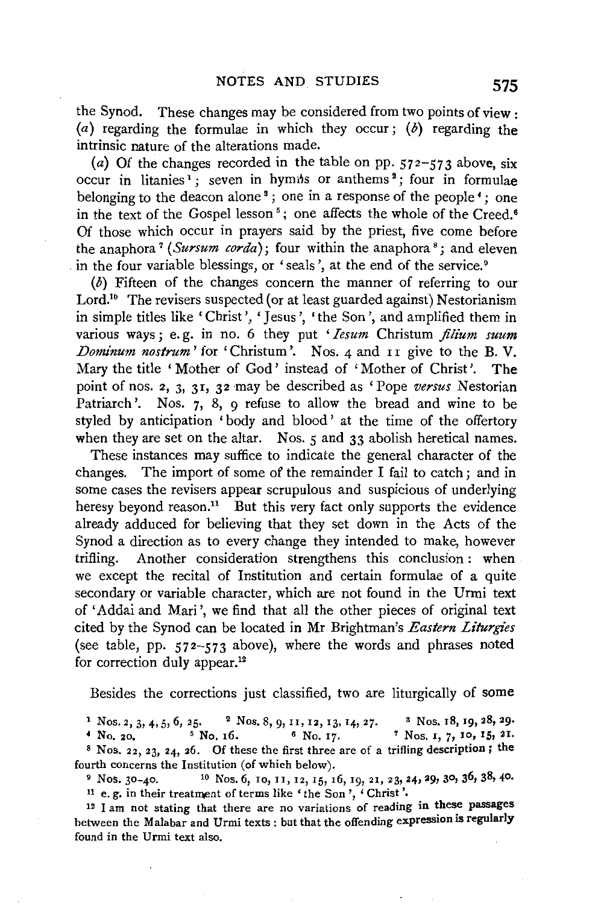the Synod. These changes may be considered from two points of view: (*a*) regarding the formulae in which they occur; (*b*) regarding the intrinsic nature of the alterations made.

(*a*) Of the changes recorded in the table on pp. 572–573 above, six occur in litanies[1]; seven in hymns or anthems[2]; four in formulae belonging to the deacon alone[3]; one in a response of the people[4]; one in the text of the Gospel lesson[5]; one affects the whole of the Creed.[6] Of those which occur in prayers said by the priest, five come before the anaphora[7] (*Sursum corda*); four within the anaphora[8]; and eleven in the four variable blessings, or 'seals', at the end of the service.[9]

(*b*) Fifteen of the changes concern the manner of referring to our Lord.[10] The revisers suspected (or at least guarded against) Nestorianism in simple titles like 'Christ', 'Jesus', 'the Son', and amplified them in various ways; e.g. in no. 6 they put '*Iesum* Christum *filium suum Dominum nostrum*' for 'Christum'. Nos. 4 and 11 give to the B. V. Mary the title 'Mother of God' instead of 'Mother of Christ'. The point of nos. 2, 3, 31, 32 may be described as 'Pope *versus* Nestorian Patriarch'. Nos. 7, 8, 9 refuse to allow the bread and wine to be styled by anticipation 'body and blood' at the time of the offertory when they are set on the altar. Nos. 5 and 33 abolish heretical names.

These instances may suffice to indicate the general character of the changes. The import of some of the remainder I fail to catch; and in some cases the revisers appear scrupulous and suspicious of underlying heresy beyond reason.[11] But this very fact only supports the evidence already adduced for believing that they set down in the Acts of the Synod a direction as to every change they intended to make, however trifling. Another consideration strengthens this conclusion: when we except the recital of Institution and certain formulae of a quite secondary or variable character, which are not found in the Urmi text of 'Addai and Mari', we find that all the other pieces of original text cited by the Synod can be located in Mr Brightman's *Eastern Liturgies* (see table, pp. 572–573 above), where the words and phrases noted for correction duly appear.[12]

Besides the corrections just classified, two are liturgically of some

---

[1] Nos. 2, 3, 4, 5, 6, 25. [2] Nos. 8, 9, 11, 12, 13, 14, 27. [3] Nos. 18, 19, 28, 29. [4] No. 20. [5] No. 16. [6] No. 17. [7] Nos. 1, 7, 10, 15, 21.

[8] Nos. 22, 23, 24, 26. Of these the first three are of a trifling description; the fourth concerns the Institution (of which below).

[9] Nos. 30–40. [10] Nos. 6, 10, 11, 12, 15, 16, 19, 21, 23, 24, 29, 30, 36, 38, 40.

[11] e. g. in their treatment of terms like 'the Son', 'Christ'.

[12] I am not stating that there are no variations of reading in these passages between the Malabar and Urmi texts: but that the offending expression is regularly found in the Urmi text also.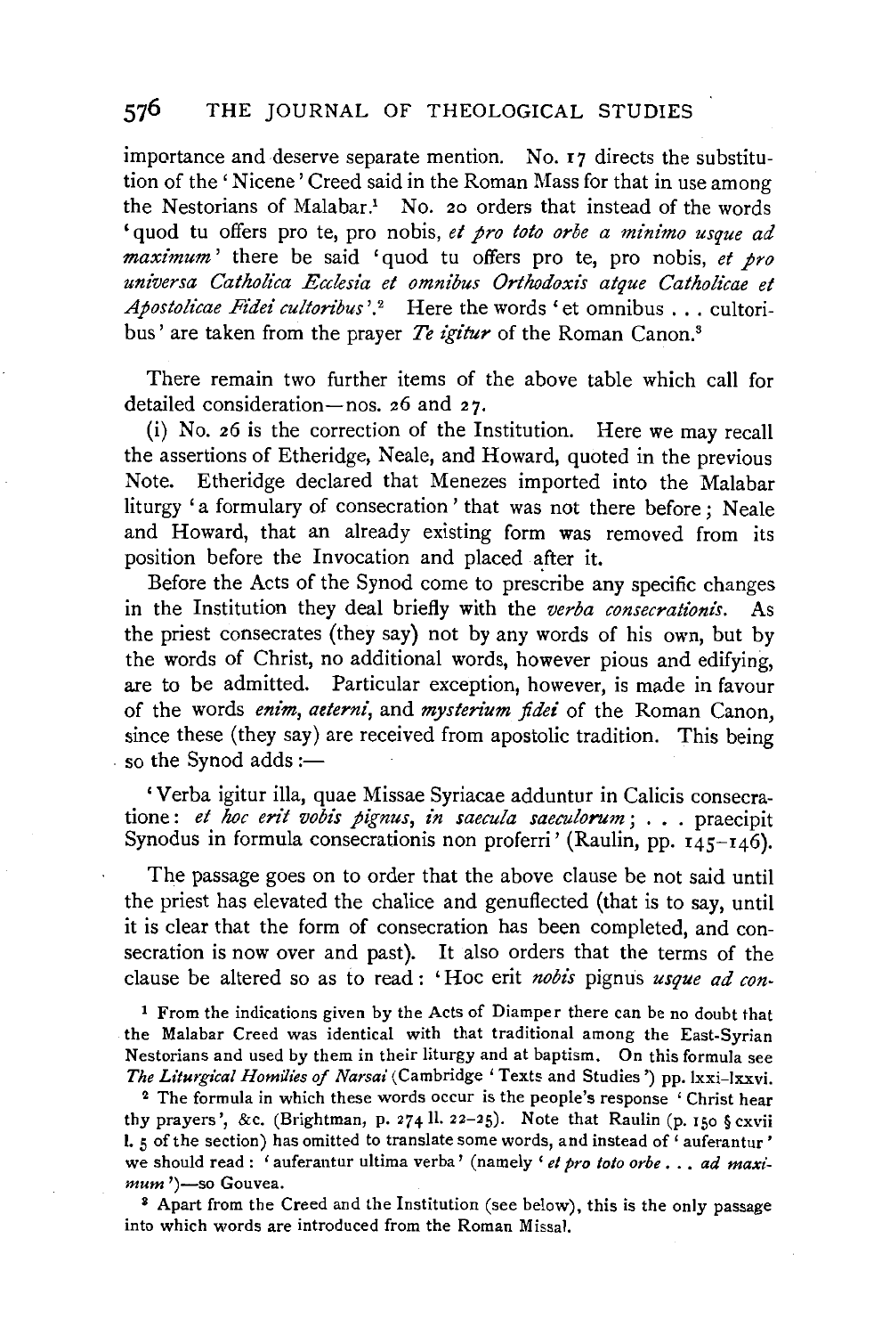importance and deserve separate mention. No. 17 directs the substitution of the 'Nicene' Creed said in the Roman Mass for that in use among the Nestorians of Malabar.[1] No. 20 orders that instead of the words 'quod tu offers pro te, pro nobis, *et pro toto orbe a minimo usque ad maximum*' there be said 'quod tu offers pro te, pro nobis, *et pro universa Catholica Ecclesia et omnibus Orthodoxis atque Catholicae et Apostolicae Fidei cultoribus*'.[2] Here the words 'et omnibus . . . cultoribus' are taken from the prayer *Te igitur* of the Roman Canon.[3]

There remain two further items of the above table which call for detailed consideration—nos. 26 and 27.

(i) No. 26 is the correction of the Institution. Here we may recall the assertions of Etheridge, Neale, and Howard, quoted in the previous Note. Etheridge declared that Menezes imported into the Malabar liturgy 'a formulary of consecration' that was not there before; Neale and Howard, that an already existing form was removed from its position before the Invocation and placed after it.

Before the Acts of the Synod come to prescribe any specific changes in the Institution they deal briefly with the *verba consecrationis*. As the priest consecrates (they say) not by any words of his own, but by the words of Christ, no additional words, however pious and edifying, are to be admitted. Particular exception, however, is made in favour of the words *enim*, *aeterni*, and *mysterium fidei* of the Roman Canon, since these (they say) are received from apostolic tradition. This being so the Synod adds:—

> 'Verba igitur illa, quae Missae Syriacae adduntur in Calicis consecratione: *et hoc erit vobis pignus, in saecula saeculorum*; . . . praecipit Synodus in formula consecrationis non proferri' (Raulin, pp. 145–146).

The passage goes on to order that the above clause be not said until the priest has elevated the chalice and genuflected (that is to say, until it is clear that the form of consecration has been completed, and consecration is now over and past). It also orders that the terms of the clause be altered so as to read: 'Hoc erit *nobis* pignus *usque ad con-*

[1] From the indications given by the Acts of Diamper there can be no doubt that the Malabar Creed was identical with that traditional among the East-Syrian Nestorians and used by them in their liturgy and at baptism. On this formula see *The Liturgical Homilies of Narsai* (Cambridge 'Texts and Studies') pp. lxxi–lxxvi.

[2] The formula in which these words occur is the people's response 'Christ hear thy prayers', &c. (Brightman, p. 274 ll. 22–25). Note that Raulin (p. 150 § cxvii l. 5 of the section) has omitted to translate some words, and instead of 'auferantur' we should read: 'auferantur ultima verba' (namely '*et pro toto orbe . . . ad maximum*')—so Gouvea.

[3] Apart from the Creed and the Institution (see below), this is the only passage into which words are introduced from the Roman Missal.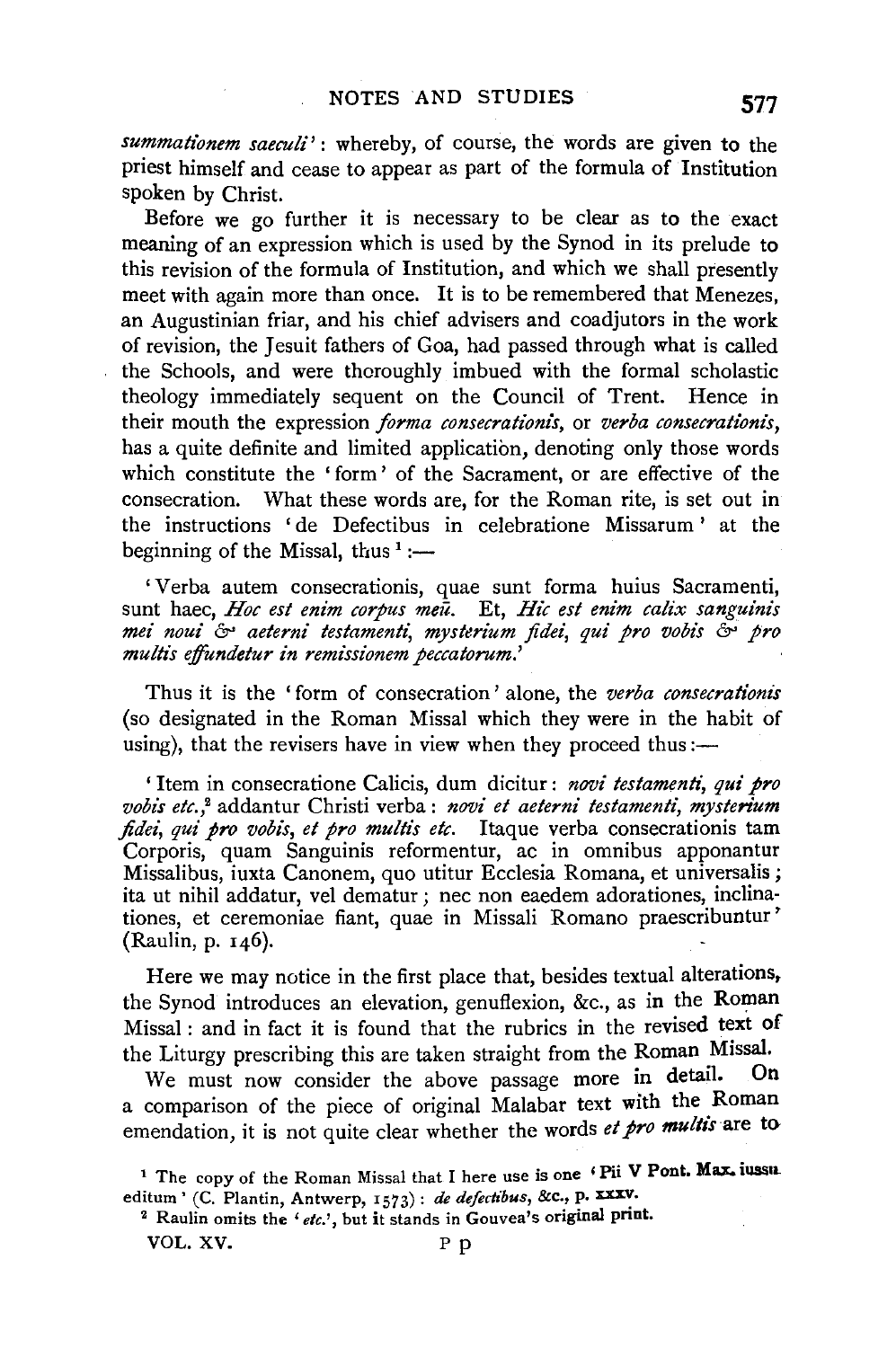*summationem saeculi*': whereby, of course, the words are given to the priest himself and cease to appear as part of the formula of Institution spoken by Christ.

Before we go further it is necessary to be clear as to the exact meaning of an expression which is used by the Synod in its prelude to this revision of the formula of Institution, and which we shall presently meet with again more than once. It is to be remembered that Menezes, an Augustinian friar, and his chief advisers and coadjutors in the work of revision, the Jesuit fathers of Goa, had passed through what is called the Schools, and were thoroughly imbued with the formal scholastic theology immediately sequent on the Council of Trent. Hence in their mouth the expression *forma consecrationis*, or *verba consecrationis*, has a quite definite and limited application, denoting only those words which constitute the 'form' of the Sacrament, or are effective of the consecration. What these words are, for the Roman rite, is set out in the instructions 'de Defectibus in celebratione Missarum' at the beginning of the Missal, thus [1] :—

> 'Verba autem consecrationis, quae sunt forma huius Sacramenti, sunt haec, *Hoc est enim corpus meū.* Et, *Hic est enim calix sanguinis mei noui & aeterni testamenti, mysterium fidei, qui pro vobis & pro multis effundetur in remissionem peccatorum.*'

Thus it is the 'form of consecration' alone, the *verba consecrationis* (so designated in the Roman Missal which they were in the habit of using), that the revisers have in view when they proceed thus:—

> 'Item in consecratione Calicis, dum dicitur: *novi testamenti, qui pro vobis etc.*,[2] addantur Christi verba: *novi et aeterni testamenti, mysterium fidei, qui pro vobis, et pro multis etc.* Itaque verba consecrationis tam Corporis, quam Sanguinis reformentur, ac in omnibus apponantur Missalibus, iuxta Canonem, quo utitur Ecclesia Romana, et universalis; ita ut nihil addatur, vel dematur; nec non eaedem adorationes, inclinationes, et ceremoniae fiant, quae in Missali Romano praescribuntur' (Raulin, p. 146).

Here we may notice in the first place that, besides textual alterations, the Synod introduces an elevation, genuflexion, &c., as in the Roman Missal: and in fact it is found that the rubrics in the revised text of the Liturgy prescribing this are taken straight from the Roman Missal.

We must now consider the above passage more in detail. On a comparison of the piece of original Malabar text with the Roman emendation, it is not quite clear whether the words *et pro multis* are to

[1] The copy of the Roman Missal that I here use is one 'Pii V Pont. Max. iussu editum' (C. Plantin, Antwerp, 1573): *de defectibus*, &c., p. xxxv.

[2] Raulin omits the '*etc.*', but it stands in Gouvea's original print.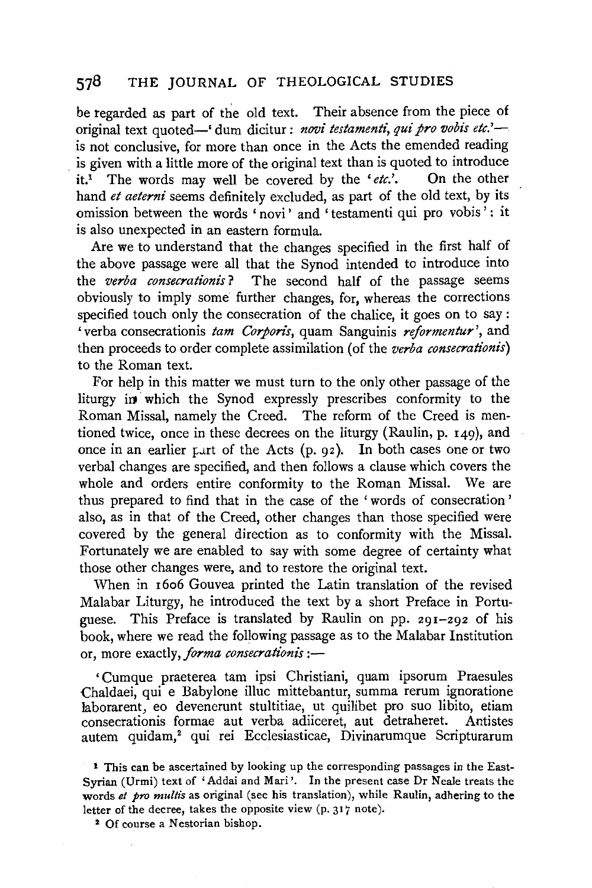be regarded as part of the old text. Their absence from the piece of original text quoted—'dum dicitur: *novi testamenti, qui pro vobis etc.*'—is not conclusive, for more than once in the Acts the emended reading is given with a little more of the original text than is quoted to introduce it.[1] The words may well be covered by the '*etc.*'. On the other hand *et aeterni* seems definitely excluded, as part of the old text, by its omission between the words 'novi' and 'testamenti qui pro vobis': it is also unexpected in an eastern formula.

Are we to understand that the changes specified in the first half of the above passage were all that the Synod intended to introduce into the *verba consecrationis*? The second half of the passage seems obviously to imply some further changes, for, whereas the corrections specified touch only the consecration of the chalice, it goes on to say: 'verba consecrationis *tam Corporis*, quam Sanguinis *reformentur*', and then proceeds to order complete assimilation (of the *verba consecrationis*) to the Roman text.

For help in this matter we must turn to the only other passage of the liturgy in which the Synod expressly prescribes conformity to the Roman Missal, namely the Creed. The reform of the Creed is mentioned twice, once in these decrees on the liturgy (Raulin, p. 149), and once in an earlier part of the Acts (p. 92). In both cases one or two verbal changes are specified, and then follows a clause which covers the whole and orders entire conformity to the Roman Missal. We are thus prepared to find that in the case of the 'words of consecration' also, as in that of the Creed, other changes than those specified were covered by the general direction as to conformity with the Missal. Fortunately we are enabled to say with some degree of certainty what those other changes were, and to restore the original text.

When in 1606 Gouvea printed the Latin translation of the revised Malabar Liturgy, he introduced the text by a short Preface in Portuguese. This Preface is translated by Raulin on pp. 291–292 of his book, where we read the following passage as to the Malabar Institution or, more exactly, *forma consecrationis*:—

'Cumque praeterea tam ipsi Christiani, quam ipsorum Praesules Chaldaei, qui e Babylone illuc mittebantur, summa rerum ignoratione laborarent, eo devenerunt stultitiae, ut quilibet pro suo libito, etiam consecrationis formae aut verba adiiceret, aut detraheret. Antistes autem quidam,[2] qui rei Ecclesiasticae, Divinarumque Scripturarum

[1] This can be ascertained by looking up the corresponding passages in the East-Syrian (Urmi) text of 'Addai and Mari'. In the present case Dr Neale treats the words *et pro multis* as original (see his translation), while Raulin, adhering to the letter of the decree, takes the opposite view (p. 317 note).

[2] Of course a Nestorian bishop.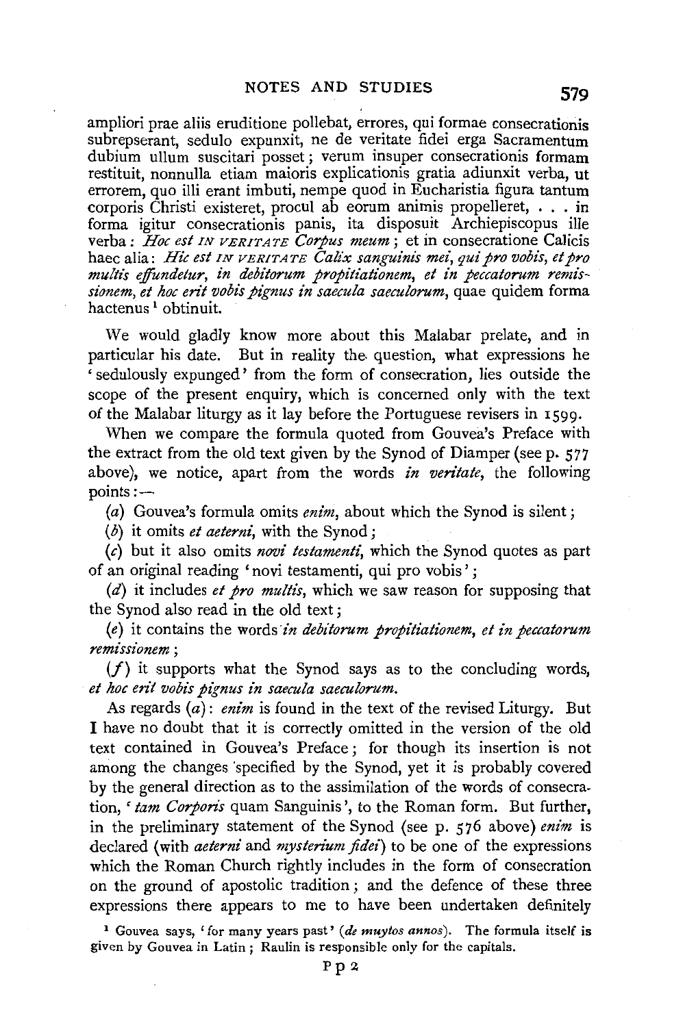ampliori prae aliis eruditione pollebat, errores, qui formae consecrationis subrepserant, sedulo expunxit, ne de veritate fidei erga Sacramentum dubium ullum suscitari posset; verum insuper consecrationis formam restituit, nonnulla etiam maioris explicationis gratia adiunxit verba, ut errorem, quo illi erant imbuti, nempe quod in Eucharistia figura tantum corporis Christi existeret, procul ab eorum animis propelleret, . . . in forma igitur consecrationis panis, ita disposuit Archiepiscopus ille verba: *Hoc est* IN VERITATE *Corpus meum*; et in consecratione Calicis haec alia: *Hic est* IN VERITATE *Calix sanguinis mei, qui pro vobis, et pro multis effundetur, in debitorum propitiationem, et in peccatorum remissionem, et hoc erit vobis pignus in saecula saeculorum*, quae quidem forma hactenus[1] obtinuit.

We would gladly know more about this Malabar prelate, and in particular his date. But in reality the question, what expressions he 'sedulously expunged' from the form of consecration, lies outside the scope of the present enquiry, which is concerned only with the text of the Malabar liturgy as it lay before the Portuguese revisers in 1599.

When we compare the formula quoted from Gouvea's Preface with the extract from the old text given by the Synod of Diamper (see p. 577 above), we notice, apart from the words *in veritate*, the following points:—

(*a*) Gouvea's formula omits *enim*, about which the Synod is silent;

(*b*) it omits *et aeterni*, with the Synod;

(*c*) but it also omits *novi testamenti*, which the Synod quotes as part of an original reading 'novi testamenti, qui pro vobis';

(*d*) it includes *et pro multis*, which we saw reason for supposing that the Synod also read in the old text;

(*e*) it contains the words *in debitorum propitiationem, et in peccatorum remissionem*;

(*f*) it supports what the Synod says as to the concluding words, *et hoc erit vobis pignus in saecula saeculorum*.

As regards (*a*): *enim* is found in the text of the revised Liturgy. But I have no doubt that it is correctly omitted in the version of the old text contained in Gouvea's Preface; for though its insertion is not among the changes specified by the Synod, yet it is probably covered by the general direction as to the assimilation of the words of consecration, '*tam Corporis* quam Sanguinis', to the Roman form. But further, in the preliminary statement of the Synod (see p. 576 above) *enim* is declared (with *aeterni* and *mysterium fidei*) to be one of the expressions which the Roman Church rightly includes in the form of consecration on the ground of apostolic tradition; and the defence of these three expressions there appears to me to have been undertaken definitely

[1] Gouvea says, 'for many years past' (*de muytos annos*). The formula itself is given by Gouvea in Latin; Raulin is responsible only for the capitals.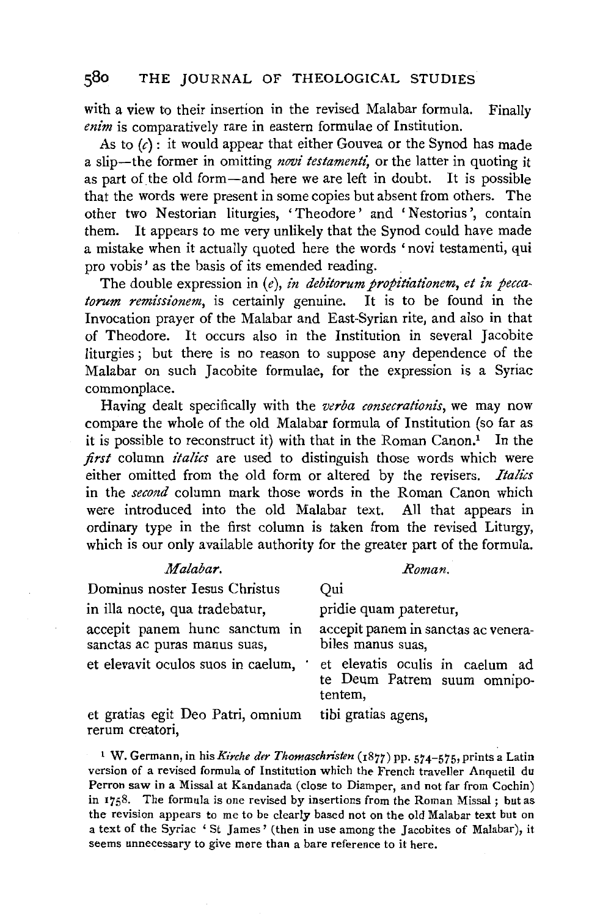with a view to their insertion in the revised Malabar formula. Finally *enim* is comparatively rare in eastern formulae of Institution.

As to (*c*): it would appear that either Gouvea or the Synod has made a slip—the former in omitting *novi testamenti*, or the latter in quoting it as part of the old form—and here we are left in doubt. It is possible that the words were present in some copies but absent from others. The other two Nestorian liturgies, 'Theodore' and 'Nestorius', contain them. It appears to me very unlikely that the Synod could have made a mistake when it actually quoted here the words 'novi testamenti, qui pro vobis' as the basis of its emended reading.

The double expression in (*e*), *in debitorum propitiationem, et in peccatorum remissionem*, is certainly genuine. It is to be found in the Invocation prayer of the Malabar and East-Syrian rite, and also in that of Theodore. It occurs also in the Institution in several Jacobite liturgies; but there is no reason to suppose any dependence of the Malabar on such Jacobite formulae, for the expression is a Syriac commonplace.

Having dealt specifically with the *verba consecrationis*, we may now compare the whole of the old Malabar formula of Institution (so far as it is possible to reconstruct it) with that in the Roman Canon.[1] In the *first* column *italics* are used to distinguish those words which were either omitted from the old form or altered by the revisers. *Italics* in the *second* column mark those words in the Roman Canon which were introduced into the old Malabar text. All that appears in ordinary type in the first column is taken from the revised Liturgy, which is our only available authority for the greater part of the formula.

| *Malabar.* | *Roman.* |
|---|---|
| Dominus noster Iesus Christus | Qui |
| in illa nocte, qua tradebatur, | pridie quam pateretur, |
| accepit panem hunc sanctum in sanctas ac puras manus suas, | accepit panem in sanctas ac venerabiles manus suas, |
| et elevavit oculos suos in caelum, | et elevatis oculis in caelum ad te Deum Patrem suum omnipotentem, |
| et gratias egit Deo Patri, omnium rerum creatori, | tibi gratias agens, |

[1] W. Germann, in his *Kirche der Thomaschristen* (1877) pp. 574–575, prints a Latin version of a revised formula of Institution which the French traveller Anquetil du Perron saw in a Missal at Kandanada (close to Diamper, and not far from Cochin) in 1758. The formula is one revised by insertions from the Roman Missal; but as the revision appears to me to be clearly based not on the old Malabar text but on a text of the Syriac 'St James' (then in use among the Jacobites of Malabar), it seems unnecessary to give more than a bare reference to it here.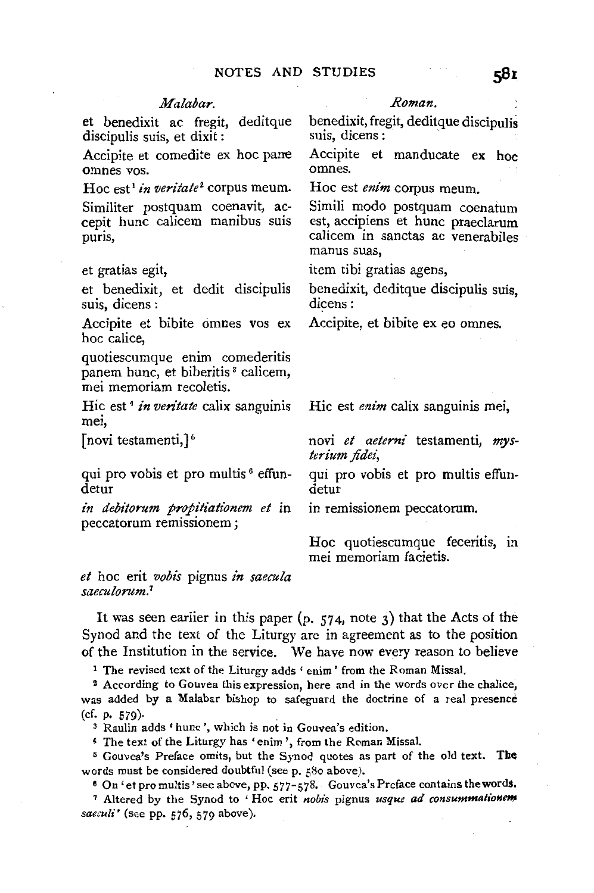| *Malabar.* | *Roman.* |
|---|---|
| et benedixit ac fregit, deditque discipulis suis, et dixit: | benedixit, fregit, deditque discipulis suis, dicens: |
| Accipite et comedite ex hoc pane omnes vos. | Accipite et manducate ex hoc omnes. |
| Hoc est[1] *in veritate*[2] corpus meum. | Hoc est *enim* corpus meum. |
| Similiter postquam coenavit, accepit hunc calicem manibus suis puris, | Simili modo postquam coenatum est, accipiens et hunc praeclarum calicem in sanctas ac venerabiles manus suas, |
| et gratias egit, | item tibi gratias agens, |
| et benedixit, et dedit discipulis suis, dicens: | benedixit, deditque discipulis suis, dicens: |
| Accipite et bibite omnes vos ex hoc calice, | Accipite, et bibite ex eo omnes. |
| quotiescumque enim comederitis panem hunc, et biberitis[3] calicem, mei memoriam recoletis. | |
| Hic est[4] *in veritate* calix sanguinis mei, | Hic est *enim* calix sanguinis mei, |
| [novi testamenti,][5] | novi *et aeterni* testamenti, *mysterium fidei*, |
| qui pro vobis et pro multis[6] effundetur | qui pro vobis et pro multis effundetur |
| *in debitorum propitiationem et* in peccatorum remissionem; | in remissionem peccatorum. |
| | Hoc quotiescumque feceritis, in mei memoriam facietis. |
| *et* hoc erit *vobis* pignus *in saecula saeculorum.*[7] | |

It was seen earlier in this paper (p. 574, note 3) that the Acts of the Synod and the text of the Liturgy are in agreement as to the position of the Institution in the service. We have now every reason to believe

[1] The revised text of the Liturgy adds 'enim' from the Roman Missal.

[2] According to Gouvea this expression, here and in the words over the chalice, was added by a Malabar bishop to safeguard the doctrine of a real presence (cf. p. 579).

[3] Raulin adds 'hunc', which is not in Gouvea's edition.

[4] The text of the Liturgy has 'enim', from the Roman Missal.

[5] Gouvea's Preface omits, but the Synod quotes as part of the old text. The words must be considered doubtful (see p. 580 above).

[6] On 'et pro multis' see above, pp. 577-578. Gouvea's Preface contains the words.

[7] Altered by the Synod to 'Hoc erit *nobis* pignus *usque ad consummationem saeculi*' (see pp. 576, 579 above).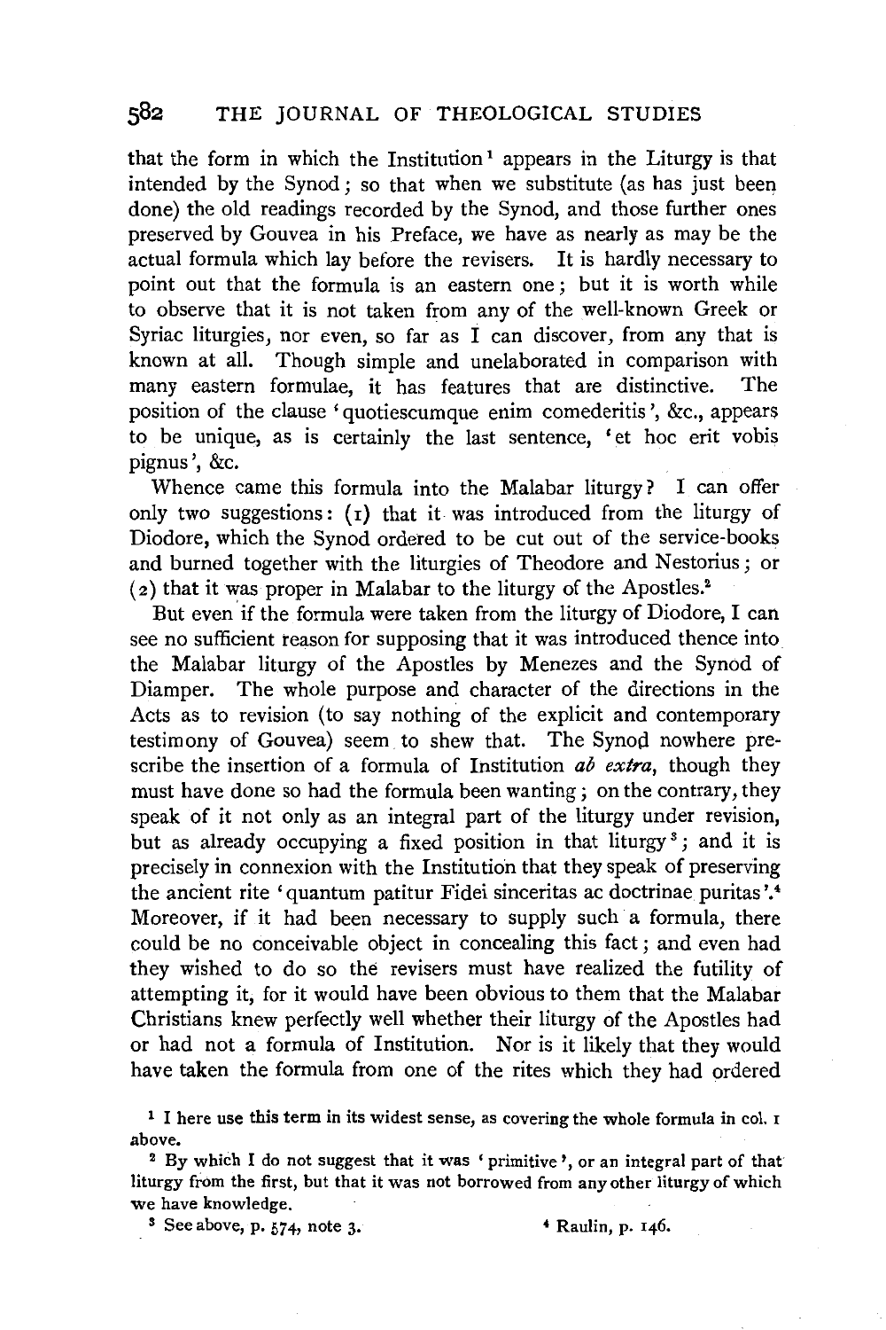that the form in which the Institution[1] appears in the Liturgy is that intended by the Synod; so that when we substitute (as has just been done) the old readings recorded by the Synod, and those further ones preserved by Gouvea in his Preface, we have as nearly as may be the actual formula which lay before the revisers. It is hardly necessary to point out that the formula is an eastern one; but it is worth while to observe that it is not taken from any of the well-known Greek or Syriac liturgies, nor even, so far as I can discover, from any that is known at all. Though simple and unelaborated in comparison with many eastern formulae, it has features that are distinctive. The position of the clause 'quotiescumque enim comederitis', &c., appears to be unique, as is certainly the last sentence, 'et hoc erit vobis pignus', &c.

Whence came this formula into the Malabar liturgy? I can offer only two suggestions: (1) that it was introduced from the liturgy of Diodore, which the Synod ordered to be cut out of the service-books and burned together with the liturgies of Theodore and Nestorius; or (2) that it was proper in Malabar to the liturgy of the Apostles.[2]

But even if the formula were taken from the liturgy of Diodore, I can see no sufficient reason for supposing that it was introduced thence into the Malabar liturgy of the Apostles by Menezes and the Synod of Diamper. The whole purpose and character of the directions in the Acts as to revision (to say nothing of the explicit and contemporary testimony of Gouvea) seem to shew that. The Synod nowhere prescribe the insertion of a formula of Institution *ab extra*, though they must have done so had the formula been wanting; on the contrary, they speak of it not only as an integral part of the liturgy under revision, but as already occupying a fixed position in that liturgy[3]; and it is precisely in connexion with the Institution that they speak of preserving the ancient rite 'quantum patitur Fidei sinceritas ac doctrinae puritas'.[4] Moreover, if it had been necessary to supply such a formula, there could be no conceivable object in concealing this fact; and even had they wished to do so the revisers must have realized the futility of attempting it, for it would have been obvious to them that the Malabar Christians knew perfectly well whether their liturgy of the Apostles had or had not a formula of Institution. Nor is it likely that they would have taken the formula from one of the rites which they had ordered

[1] I here use this term in its widest sense, as covering the whole formula in col. 1 above.

[2] By which I do not suggest that it was 'primitive', or an integral part of that liturgy from the first, but that it was not borrowed from any other liturgy of which we have knowledge.

[3] See above, p. 574, note 3.

[4] Raulin, p. 146.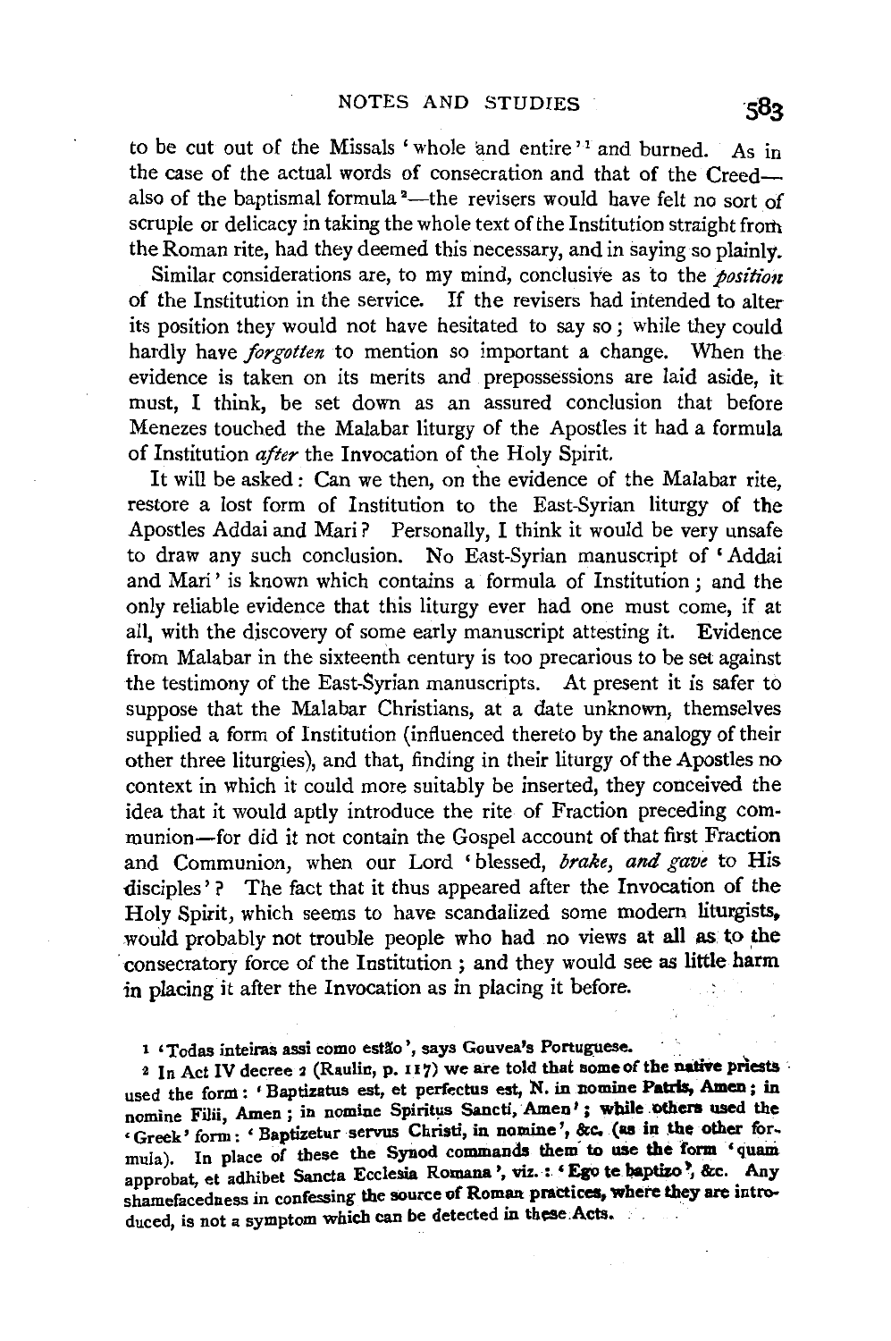to be cut out of the Missals 'whole and entire'[1] and burned. As in the case of the actual words of consecration and that of the Creed—also of the baptismal formula[2]—the revisers would have felt no sort of scruple or delicacy in taking the whole text of the Institution straight from the Roman rite, had they deemed this necessary, and in saying so plainly.

Similar considerations are, to my mind, conclusive as to the *position* of the Institution in the service. If the revisers had intended to alter its position they would not have hesitated to say so; while they could hardly have *forgotten* to mention so important a change. When the evidence is taken on its merits and prepossessions are laid aside, it must, I think, be set down as an assured conclusion that before Menezes touched the Malabar liturgy of the Apostles it had a formula of Institution *after* the Invocation of the Holy Spirit.

It will be asked: Can we then, on the evidence of the Malabar rite, restore a lost form of Institution to the East-Syrian liturgy of the Apostles Addai and Mari? Personally, I think it would be very unsafe to draw any such conclusion. No East-Syrian manuscript of 'Addai and Mari' is known which contains a formula of Institution; and the only reliable evidence that this liturgy ever had one must come, if at all, with the discovery of some early manuscript attesting it. Evidence from Malabar in the sixteenth century is too precarious to be set against the testimony of the East-Syrian manuscripts. At present it is safer to suppose that the Malabar Christians, at a date unknown, themselves supplied a form of Institution (influenced thereto by the analogy of their other three liturgies), and that, finding in their liturgy of the Apostles no context in which it could more suitably be inserted, they conceived the idea that it would aptly introduce the rite of Fraction preceding communion—for did it not contain the Gospel account of that first Fraction and Communion, when our Lord 'blessed, *brake, and gave* to His disciples'? The fact that it thus appeared after the Invocation of the Holy Spirit, which seems to have scandalized some modern liturgists, would probably not trouble people who had no views at all as to the consecratory force of the Institution; and they would see as little harm in placing it after the Invocation as in placing it before.

[1] 'Todas inteiras assi como estão', says Gouvea's Portuguese.

[2] In Act IV decree 2 (Raulin, p. 117) we are told that some of the native priests used the form: 'Baptizatus est, et perfectus est, N. in nomine Patris, Amen; in nomine Filii, Amen; in nomine Spiritus Sancti, Amen'; while others used the 'Greek' form: 'Baptizetur servus Christi, in nomine', &c. (as in the other formula). In place of these the Synod commands them to use the form 'quam approbat, et adhibet Sancta Ecclesia Romana', viz.: 'Ego te baptizo', &c. Any shamefacedness in confessing the source of Roman practices, where they are introduced, is not a symptom which can be detected in these Acts.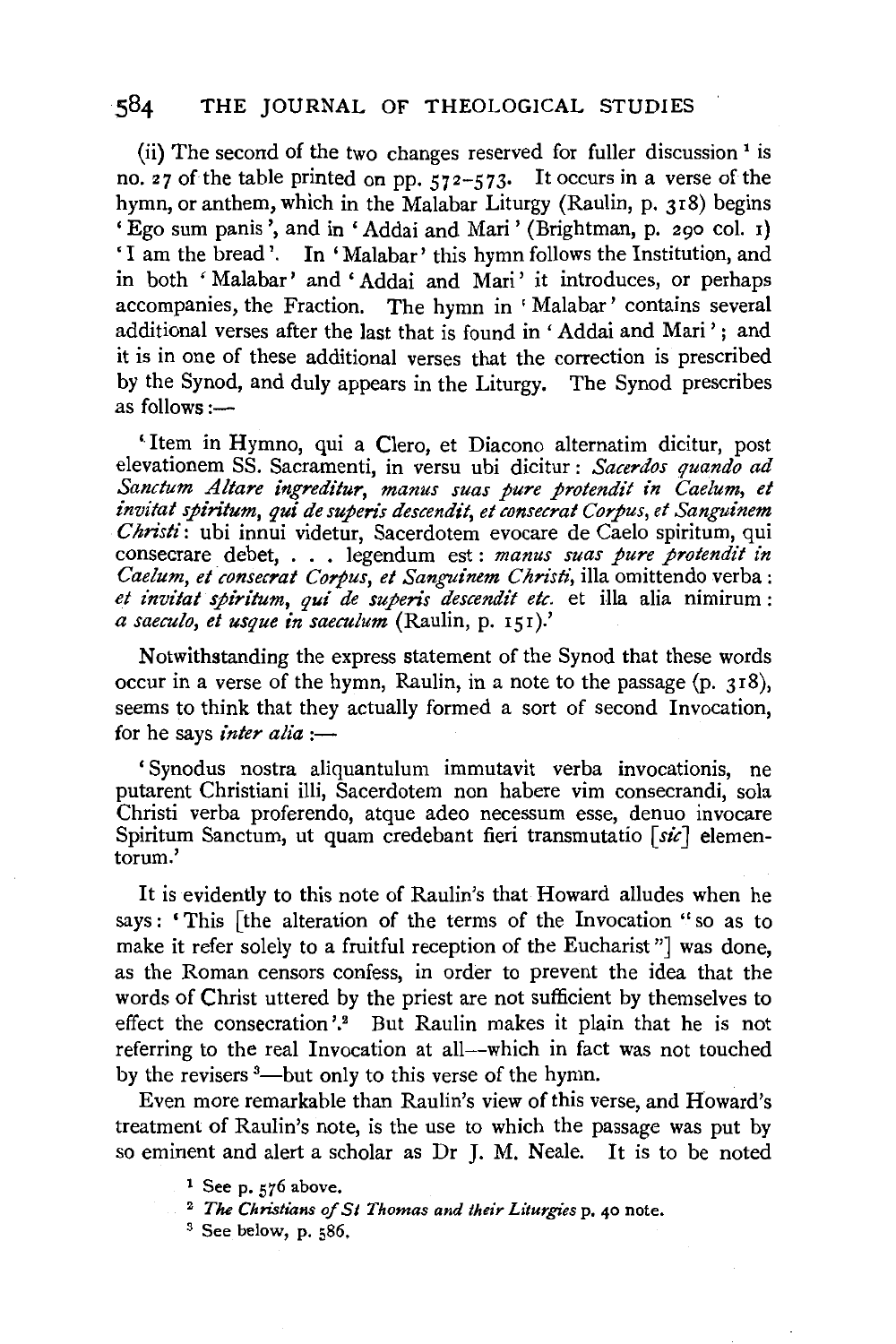(ii) The second of the two changes reserved for fuller discussion[1] is no. 27 of the table printed on pp. 572–573. It occurs in a verse of the hymn, or anthem, which in the Malabar Liturgy (Raulin, p. 318) begins 'Ego sum panis', and in 'Addai and Mari' (Brightman, p. 290 col. 1) 'I am the bread'. In 'Malabar' this hymn follows the Institution, and in both 'Malabar' and 'Addai and Mari' it introduces, or perhaps accompanies, the Fraction. The hymn in 'Malabar' contains several additional verses after the last that is found in 'Addai and Mari'; and it is in one of these additional verses that the correction is prescribed by the Synod, and duly appears in the Liturgy. The Synod prescribes as follows:—

'Item in Hymno, qui a Clero, et Diacono alternatim dicitur, post elevationem SS. Sacramenti, in versu ubi dicitur: *Sacerdos quando ad Sanctum Altare ingreditur, manus suas pure protendit in Caelum, et invitat spiritum, qui de superis descendit, et consecrat Corpus, et Sanguinem Christi*: ubi innui videtur, Sacerdotem evocare de Caelo spiritum, qui consecrare debet, . . . legendum est: *manus suas pure protendit in Caelum, et consecrat Corpus, et Sanguinem Christi*, illa omittendo verba: *et invitat spiritum, qui de superis descendit etc.* et illa alia nimirum: *a saeculo, et usque in saeculum* (Raulin, p. 151).'

Notwithstanding the express statement of the Synod that these words occur in a verse of the hymn, Raulin, in a note to the passage (p. 318), seems to think that they actually formed a sort of second Invocation, for he says *inter alia*:—

'Synodus nostra aliquantulum immutavit verba invocationis, ne putarent Christiani illi, Sacerdotem non habere vim consecrandi, sola Christi verba proferendo, atque adeo necessum esse, denuo invocare Spiritum Sanctum, ut quam credebant fieri transmutatio [*sic*] elementorum.'

It is evidently to this note of Raulin's that Howard alludes when he says: 'This [the alteration of the terms of the Invocation "so as to make it refer solely to a fruitful reception of the Eucharist"] was done, as the Roman censors confess, in order to prevent the idea that the words of Christ uttered by the priest are not sufficient by themselves to effect the consecration'.[2] But Raulin makes it plain that he is not referring to the real Invocation at all—which in fact was not touched by the revisers[3]—but only to this verse of the hymn.

Even more remarkable than Raulin's view of this verse, and Howard's treatment of Raulin's note, is the use to which the passage was put by so eminent and alert a scholar as Dr J. M. Neale. It is to be noted

[1] See p. 576 above.

[2] *The Christians of St Thomas and their Liturgies* p. 40 note.

[3] See below, p. 586.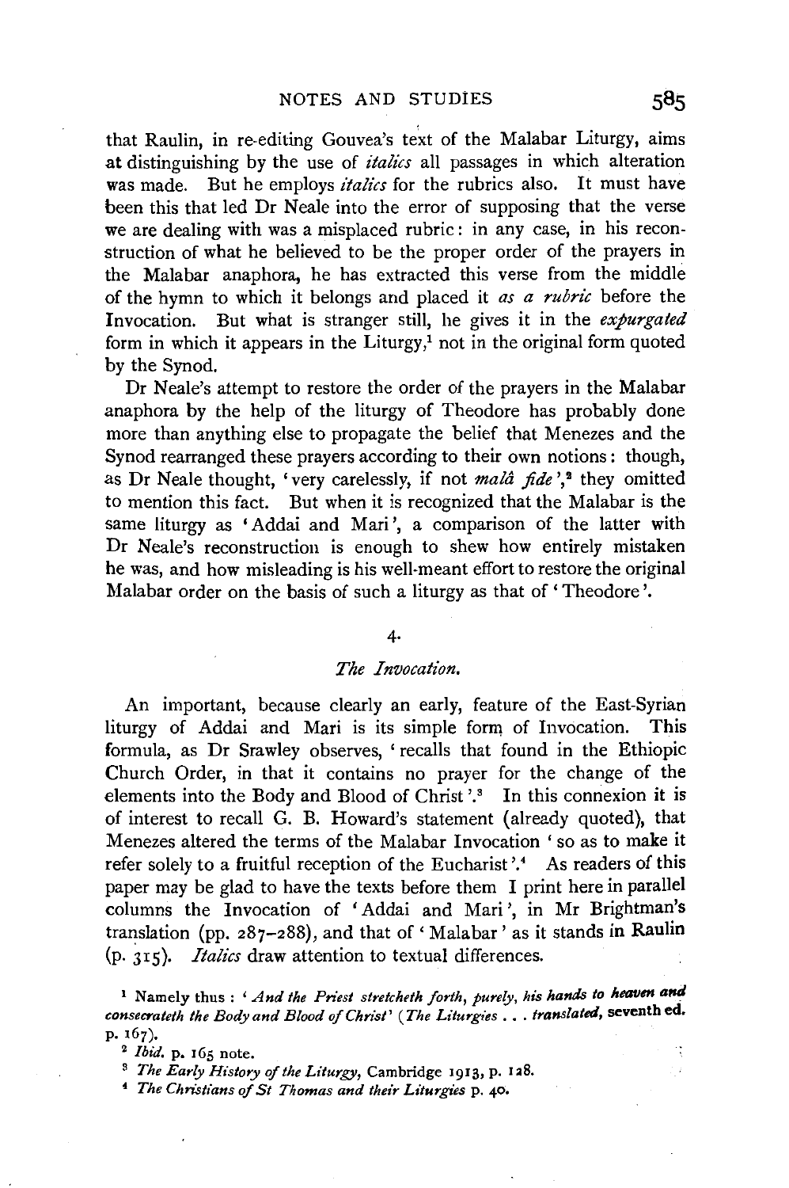that Raulin, in re-editing Gouvea's text of the Malabar Liturgy, aims at distinguishing by the use of *italics* all passages in which alteration was made. But he employs *italics* for the rubrics also. It must have been this that led Dr Neale into the error of supposing that the verse we are dealing with was a misplaced rubric: in any case, in his reconstruction of what he believed to be the proper order of the prayers in the Malabar anaphora, he has extracted this verse from the middle of the hymn to which it belongs and placed it *as a rubric* before the Invocation. But what is stranger still, he gives it in the ***expurgated*** form in which it appears in the Liturgy,[1] not in the original form quoted by the Synod.

Dr Neale's attempt to restore the order of the prayers in the Malabar anaphora by the help of the liturgy of Theodore has probably done more than anything else to propagate the belief that Menezes and the Synod rearranged these prayers according to their own notions: though, as Dr Neale thought, 'very carelessly, if not *malâ fide*',[2] they omitted to mention this fact. But when it is recognized that the Malabar is the same liturgy as 'Addai and Mari', a comparison of the latter with Dr Neale's reconstruction is enough to shew how entirely mistaken he was, and how misleading is his well-meant effort to restore the original Malabar order on the basis of such a liturgy as that of 'Theodore'.

## 4.

### *The Invocation.*

An important, because clearly an early, feature of the East-Syrian liturgy of Addai and Mari is its simple form of Invocation. This formula, as Dr Srawley observes, 'recalls that found in the Ethiopic Church Order, in that it contains no prayer for the change of the elements into the Body and Blood of Christ'.[3] In this connexion it is of interest to recall G. B. Howard's statement (already quoted), that Menezes altered the terms of the Malabar Invocation 'so as to make it refer solely to a fruitful reception of the Eucharist'.[4] As readers of this paper may be glad to have the texts before them I print here in parallel columns the Invocation of 'Addai and Mari', in Mr Brightman's translation (pp. 287–288), and that of 'Malabar' as it stands in Raulin (p. 315). *Italics* draw attention to textual differences.

[1] Namely thus: '*And the Priest stretcheth forth, purely, his* ***hands to heaven and consecrateth*** *the Body and Blood of Christ*' (*The Liturgies . . .* ***translated***, seventh ed. p. 167).

[2] *Ibid.* p. 165 note.

[3] *The Early History of the Liturgy*, Cambridge 1913, p. 128.

[4] *The Christians of St Thomas and their Liturgies* p. 40.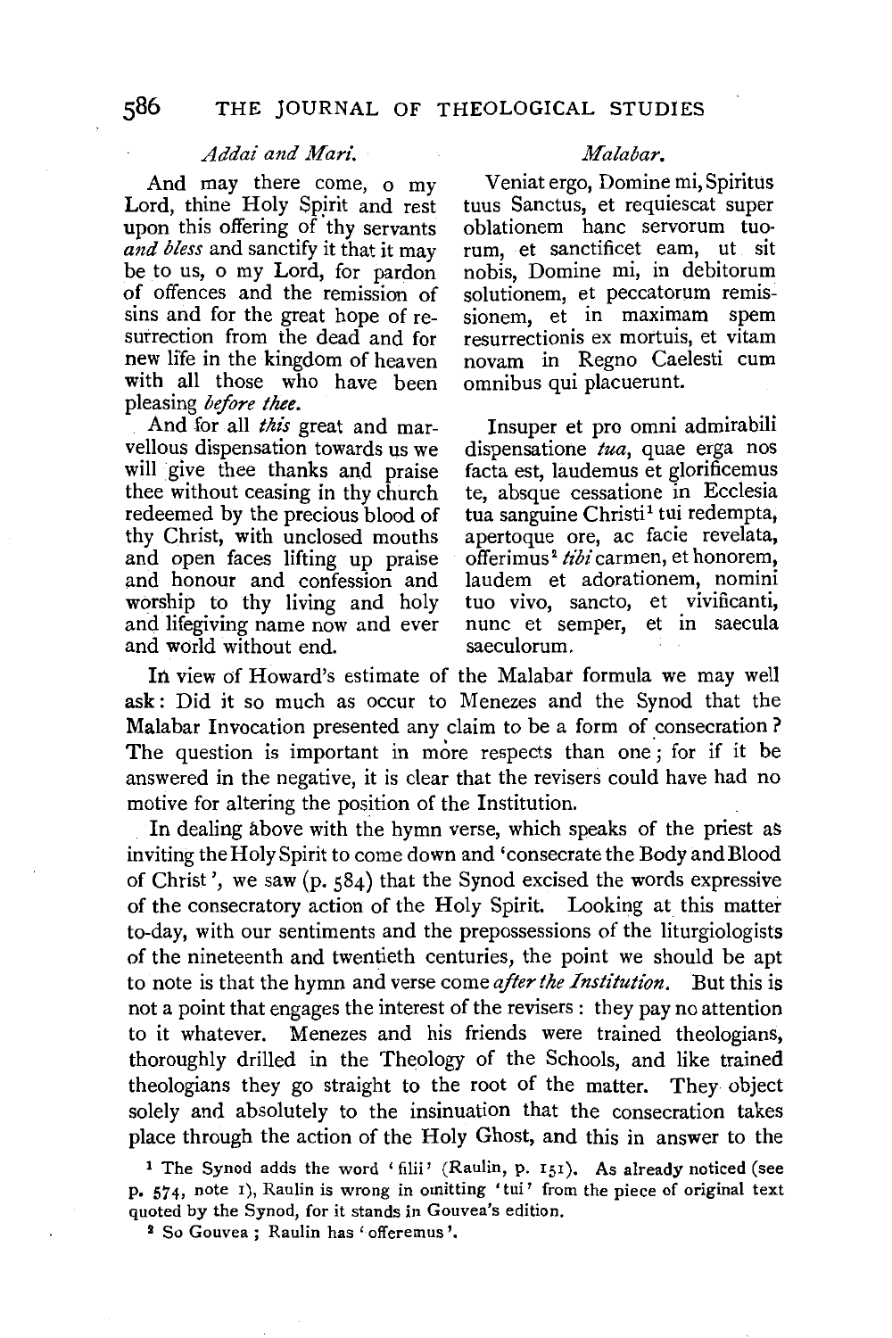| *Addai and Mari.* | *Malabar.* |
|---|---|
| And may there come, o my Lord, thine Holy Spirit and rest upon this offering of thy servants *and bless* and sanctify it that it may be to us, o my Lord, for pardon of offences and the remission of sins and for the great hope of resurrection from the dead and for new life in the kingdom of heaven with all those who have been pleasing *before thee*. | Veniat ergo, Domine mi, Spiritus tuus Sanctus, et requiescat super oblationem hanc servorum tuorum, et sanctificet eam, ut sit nobis, Domine mi, in debitorum solutionem, et peccatorum remissionem, et in maximam spem resurrectionis ex mortuis, et vitam novam in Regno Caelesti cum omnibus qui placuerunt. |
| And for all *this* great and marvellous dispensation towards us we will give thee thanks and praise thee without ceasing in thy church redeemed by the precious blood of thy Christ, with unclosed mouths and open faces lifting up praise and honour and confession and worship to thy living and holy and lifegiving name now and ever and world without end. | Insuper et pro omni admirabili dispensatione *tua*, quae erga nos facta est, laudemus et glorificemus te, absque cessatione in Ecclesia tua sanguine Christi[1] tui redempta, apertoque ore, ac facie revelata, offerimus[2] *tibi* carmen, et honorem, laudem et adorationem, nomini tuo vivo, sancto, et vivificanti, nunc et semper, et in saecula saeculorum. |

In view of Howard's estimate of the Malabar formula we may well ask: Did it so much as occur to Menezes and the Synod that the Malabar Invocation presented any claim to be a form of consecration? The question is important in more respects than one; for if it be answered in the negative, it is clear that the revisers could have had no motive for altering the position of the Institution.

In dealing above with the hymn verse, which speaks of the priest as inviting the Holy Spirit to come down and 'consecrate the Body and Blood of Christ', we saw (p. 584) that the Synod excised the words expressive of the consecratory action of the Holy Spirit. Looking at this matter to-day, with our sentiments and the prepossessions of the liturgiologists of the nineteenth and twentieth centuries, the point we should be apt to note is that the hymn and verse come *after the Institution*. But this is not a point that engages the interest of the revisers: they pay no attention to it whatever. Menezes and his friends were trained theologians, thoroughly drilled in the Theology of the Schools, and like trained theologians they go straight to the root of the matter. They object solely and absolutely to the insinuation that the consecration takes place through the action of the Holy Ghost, and this in answer to the

[1] The Synod adds the word 'filii' (Raulin, p. 151). As already noticed (see p. 574, note 1), Raulin is wrong in omitting 'tui' from the piece of original text quoted by the Synod, for it stands in Gouvea's edition.

[2] So Gouvea; Raulin has 'offeremus'.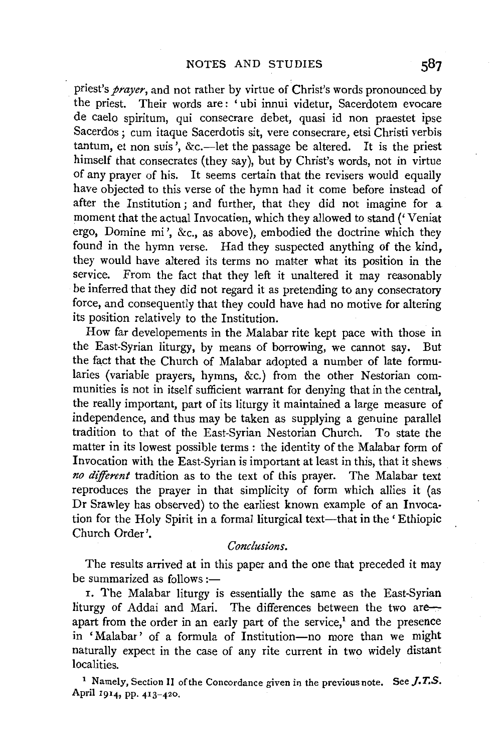priest's *prayer*, and not rather by virtue of Christ's words pronounced by the priest. Their words are: 'ubi innui videtur, Sacerdotem evocare de caelo spiritum, qui consecrare debet, quasi id non praestet ipse Sacerdos; cum itaque Sacerdotis sit, vere consecrare, etsi Christi verbis tantum, et non suis', &c.—let the passage be altered. It is the priest himself that consecrates (they say), but by Christ's words, not in virtue of any prayer of his. It seems certain that the revisers would equally have objected to this verse of the hymn had it come before instead of after the Institution; and further, that they did not imagine for a moment that the actual Invocation, which they allowed to stand ('Veniat ergo, Domine mi', &c., as above), embodied the doctrine which they found in the hymn verse. Had they suspected anything of the kind, they would have altered its terms no matter what its position in the service. From the fact that they left it unaltered it may reasonably be inferred that they did not regard it as pretending to any consecratory force, and consequently that they could have had no motive for altering its position relatively to the Institution.

How far developements in the Malabar rite kept pace with those in the East-Syrian liturgy, by means of borrowing, we cannot say. But the fact that the Church of Malabar adopted a number of late formularies (variable prayers, hymns, &c.) from the other Nestorian communities is not in itself sufficient warrant for denying that in the central, the really important, part of its liturgy it maintained a large measure of independence, and thus may be taken as supplying a genuine parallel tradition to that of the East-Syrian Nestorian Church. To state the matter in its lowest possible terms: the identity of the Malabar form of Invocation with the East-Syrian is important at least in this, that it shews *no different* tradition as to the text of this prayer. The Malabar text reproduces the prayer in that simplicity of form which allies it (as Dr Srawley has observed) to the earliest known example of an Invocation for the Holy Spirit in a formal liturgical text—that in the 'Ethiopic Church Order'.

*Conclusions.*

The results arrived at in this paper and the one that preceded it may be summarized as follows:—

1. The Malabar liturgy is essentially the same as the East-Syrian liturgy of Addai and Mari. The differences between the two are—apart from the order in an early part of the service,[1] and the presence in 'Malabar' of a formula of Institution—no more than we might naturally expect in the case of any rite current in two widely distant localities.

[1] Namely, Section II of the Concordance given in the previous note. See *J.T.S.* April 1914, pp. 413–420.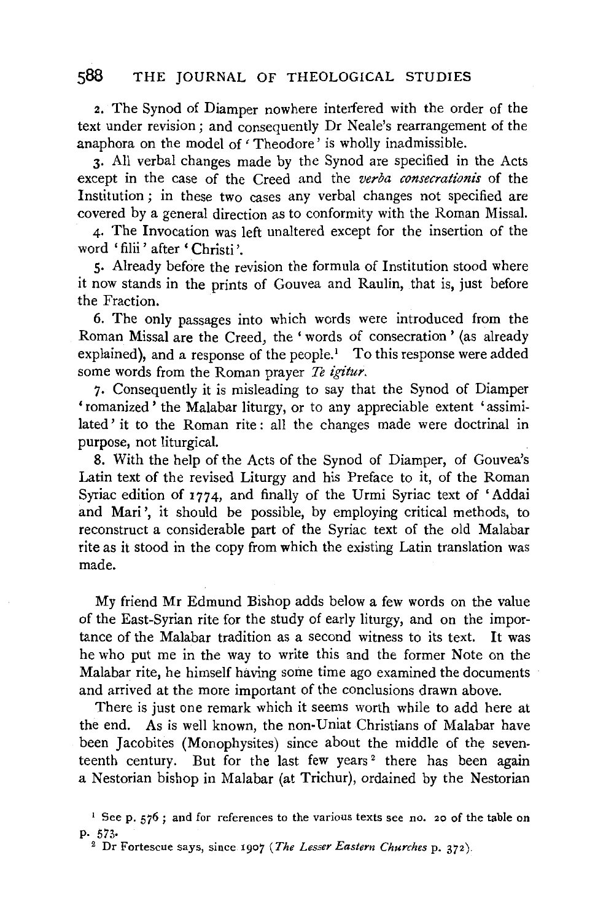2. The Synod of Diamper nowhere interfered with the order of the text under revision; and consequently Dr Neale's rearrangement of the anaphora on the model of 'Theodore' is wholly inadmissible.

3. All verbal changes made by the Synod are specified in the Acts except in the case of the Creed and the *verba consecrationis* of the Institution; in these two cases any verbal changes not specified are covered by a general direction as to conformity with the Roman Missal.

4. The Invocation was left unaltered except for the insertion of the word 'filii' after 'Christi'.

5. Already before the revision the formula of Institution stood where it now stands in the prints of Gouvea and Raulin, that is, just before the Fraction.

6. The only passages into which words were introduced from the Roman Missal are the Creed, the 'words of consecration' (as already explained), and a response of the people.[1] To this response were added some words from the Roman prayer *Te igitur*.

7. Consequently it is misleading to say that the Synod of Diamper 'romanized' the Malabar liturgy, or to any appreciable extent 'assimilated' it to the Roman rite: all the changes made were doctrinal in purpose, not liturgical.

8. With the help of the Acts of the Synod of Diamper, of Gouvea's Latin text of the revised Liturgy and his Preface to it, of the Roman Syriac edition of 1774, and finally of the Urmi Syriac text of 'Addai and Mari', it should be possible, by employing critical methods, to reconstruct a considerable part of the Syriac text of the old Malabar rite as it stood in the copy from which the existing Latin translation was made.

My friend Mr Edmund Bishop adds below a few words on the value of the East-Syrian rite for the study of early liturgy, and on the importance of the Malabar tradition as a second witness to its text. It was he who put me in the way to write this and the former Note on the Malabar rite, he himself having some time ago examined the documents and arrived at the more important of the conclusions drawn above.

There is just one remark which it seems worth while to add here at the end. As is well known, the non-Uniat Christians of Malabar have been Jacobites (Monophysites) since about the middle of the seventeenth century. But for the last few years[2] there has been again a Nestorian bishop in Malabar (at Trichur), ordained by the Nestorian

[1] See p. 576; and for references to the various texts see no. 20 of the table on p. 573.

[2] Dr Fortescue says, since 1907 (*The Lesser Eastern Churches* p. 372).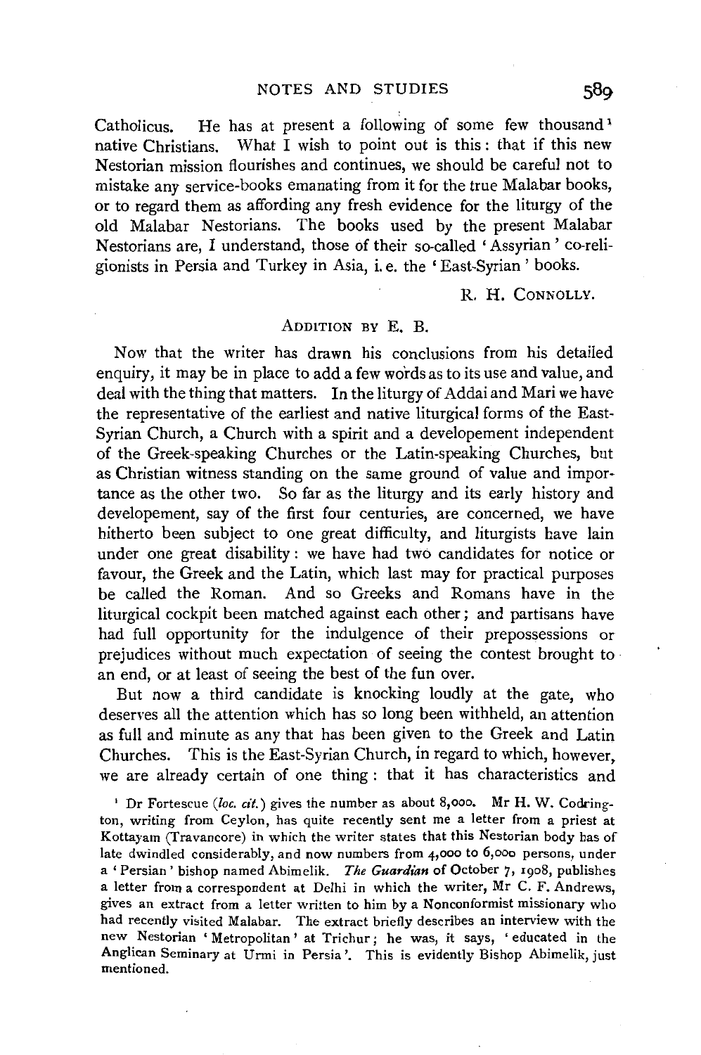Catholicus. He has at present a following of some few thousand[1] native Christians. What I wish to point out is this: that if this new Nestorian mission flourishes and continues, we should be careful not to mistake any service-books emanating from it for the true Malabar books, or to regard them as affording any fresh evidence for the liturgy of the old Malabar Nestorians. The books used by the present Malabar Nestorians are, I understand, those of their so-called 'Assyrian' co-religionists in Persia and Turkey in Asia, i.e. the 'East-Syrian' books.

R. H. CONNOLLY.

## ADDITION BY E. B.

Now that the writer has drawn his conclusions from his detailed enquiry, it may be in place to add a few words as to its use and value, and deal with the thing that matters. In the liturgy of Addai and Mari we have the representative of the earliest and native liturgical forms of the East-Syrian Church, a Church with a spirit and a developement independent of the Greek-speaking Churches or the Latin-speaking Churches, but as Christian witness standing on the same ground of value and importance as the other two. So far as the liturgy and its early history and developement, say of the first four centuries, are concerned, we have hitherto been subject to one great difficulty, and liturgists have lain under one great disability: we have had two candidates for notice or favour, the Greek and the Latin, which last may for practical purposes be called the Roman. And so Greeks and Romans have in the liturgical cockpit been matched against each other; and partisans have had full opportunity for the indulgence of their prepossessions or prejudices without much expectation of seeing the contest brought to an end, or at least of seeing the best of the fun over.

But now a third candidate is knocking loudly at the gate, who deserves all the attention which has so long been withheld, an attention as full and minute as any that has been given to the Greek and Latin Churches. This is the East-Syrian Church, in regard to which, however, we are already certain of one thing: that it has characteristics and

[1] Dr Fortescue (*loc. cit.*) gives the number as about 8,000. Mr H. W. Codrington, writing from Ceylon, has quite recently sent me a letter from a priest at Kottayam (Travancore) in which the writer states that this Nestorian body has of late dwindled considerably, and now numbers from 4,000 to 6,000 persons, under a 'Persian' bishop named Abimelik. *The Guardian* of October 7, 1908, publishes a letter from a correspondent at Delhi in which the writer, Mr C. F. Andrews, gives an extract from a letter written to him by a Nonconformist missionary who had recently visited Malabar. The extract briefly describes an interview with the new Nestorian 'Metropolitan' at Trichur; he was, it says, 'educated in the Anglican Seminary at Urmi in Persia'. This is evidently Bishop Abimelik, just mentioned.